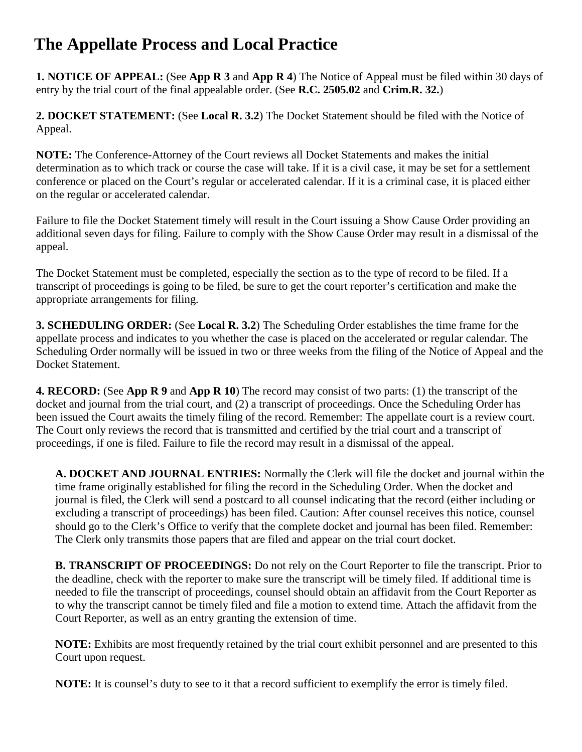# The Appellate Process and Local Practice

**1. NOTICE OF APPEAL:** (See **App R 3** and **App R 4**) The Notice of Appeal must be filed within 30 days of entry by the trial court of the final appealable order. (See **R.C. 2505.02** and **Crim.R. 32.**)

**2. DOCKET STATEMENT:** (See **Local R. 3.2**) The Docket Statement should be filed with the Notice of Appeal.

**NOTE:** The Conference-Attorney of the Court reviews all Docket Statements and makes the initial determination as to which track or course the case will take. If it is a civil case, it may be set for a settlement conference or placed on the Court's regular or accelerated calendar. If it is a criminal case, it is placed either on the regular or accelerated calendar.

Failure to file the Docket Statement timely will result in the Court issuing a Show Cause Order providing an additional seven days for filing. Failure to comply with the Show Cause Order may result in a dismissal of the appeal.

The Docket Statement must be completed, especially the section as to the type of record to be filed. If a transcript of proceedings is going to be filed, be sure to get the court reporter's certification and make the appropriate arrangements for filing.

**3. SCHEDULING ORDER:** (See **Local R. 3.2**) The Scheduling Order establishes the time frame for the appellate process and indicates to you whether the case is placed on the accelerated or regular calendar. The Scheduling Order normally will be issued in two or three weeks from the filing of the Notice of Appeal and the Docket Statement.

**4. RECORD:** (See **App R 9** and **App R 10**) The record may consist of two parts: (1) the transcript of the docket and journal from the trial court, and (2) a transcript of proceedings. Once the Scheduling Order has been issued the Court awaits the timely filing of the record. Remember: The appellate court is a review court. The Court only reviews the record that is transmitted and certified by the trial court and a transcript of proceedings, if one is filed. Failure to file the record may result in a dismissal of the appeal.

**A. DOCKET AND JOURNAL ENTRIES:** Normally the Clerk will file the docket and journal within the time frame originally established for filing the record in the Scheduling Order. When the docket and journal is filed, the Clerk will send a postcard to all counsel indicating that the record (either including or excluding a transcript of proceedings) has been filed. Caution: After counsel receives this notice, counsel should go to the Clerk's Office to verify that the complete docket and journal has been filed. Remember: The Clerk only transmits those papers that are filed and appear on the trial court docket.

**B. TRANSCRIPT OF PROCEEDINGS:** Do not rely on the Court Reporter to file the transcript. Prior to the deadline, check with the reporter to make sure the transcript will be timely filed. If additional time is needed to file the transcript of proceedings, counsel should obtain an affidavit from the Court Reporter as to why the transcript cannot be timely filed and file a motion to extend time. Attach the affidavit from the Court Reporter, as well as an entry granting the extension of time.

**NOTE:** Exhibits are most frequently retained by the trial court exhibit personnel and are presented to this Court upon request.

**NOTE:** It is counsel's duty to see to it that a record sufficient to exemplify the error is timely filed.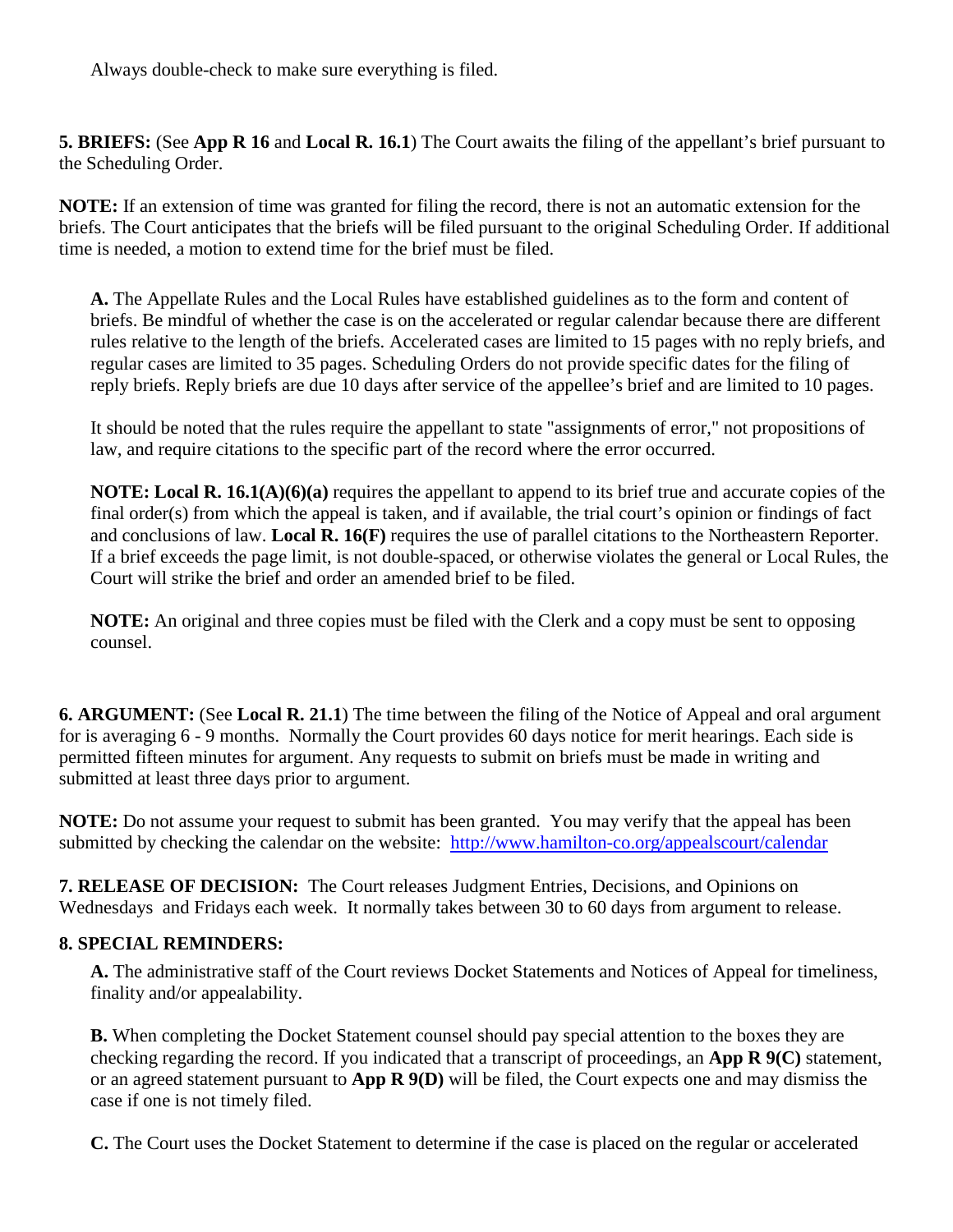Always double-check to make sure everything is filed.

**5. BRIEFS:** (See **App R 16** and **Local R. 16.1**) The Court awaits the filing of the appellant's brief pursuant to the Scheduling Order.

**NOTE:** If an extension of time was granted for filing the record, there is not an automatic extension for the briefs. The Court anticipates that the briefs will be filed pursuant to the original Scheduling Order. If additional time is needed, a motion to extend time for the brief must be filed.

> **A.** The Appellate Rules and the Local Rules have established guidelines as to the form and content of briefs. Be mindful of whether the case is on the accelerated or regular calendar because there are different rules relative to the length of the briefs. Accelerated cases are limited to 15 pages with no reply briefs, and regular cases are limited to 35 pages. Scheduling Orders do not provide specific dates for the filing of reply briefs. Reply briefs are due 10 days after service of the appellee's brief and are limited to 10 pages.
>
> It should be noted that the rules require the appellant to state "assignments of error," not propositions of law, and require citations to the specific part of the record where the error occurred.
>
> **NOTE: Local R. 16.1(A)(6)(a)** requires the appellant to append to its brief true and accurate copies of the final order(s) from which the appeal is taken, and if available, the trial court's opinion or findings of fact and conclusions of law. **Local R. 16(F)** requires the use of parallel citations to the Northeastern Reporter. If a brief exceeds the page limit, is not double-spaced, or otherwise violates the general or Local Rules, the Court will strike the brief and order an amended brief to be filed.
>
> **NOTE:** An original and three copies must be filed with the Clerk and a copy must be sent to opposing counsel.

**6. ARGUMENT:** (See **Local R. 21.1**) The time between the filing of the Notice of Appeal and oral argument for is averaging 6 - 9 months. Normally the Court provides 60 days notice for merit hearings. Each side is permitted fifteen minutes for argument. Any requests to submit on briefs must be made in writing and submitted at least three days prior to argument.

**NOTE:** Do not assume your request to submit has been granted. You may verify that the appeal has been submitted by checking the calendar on the website: http://www.hamilton-co.org/appealscourt/calendar

**7. RELEASE OF DECISION:** The Court releases Judgment Entries, Decisions, and Opinions on Wednesdays and Fridays each week. It normally takes between 30 to 60 days from argument to release.

**8. SPECIAL REMINDERS:**

> **A.** The administrative staff of the Court reviews Docket Statements and Notices of Appeal for timeliness, finality and/or appealability.
>
> **B.** When completing the Docket Statement counsel should pay special attention to the boxes they are checking regarding the record. If you indicated that a transcript of proceedings, an **App R 9(C)** statement, or an agreed statement pursuant to **App R 9(D)** will be filed, the Court expects one and may dismiss the case if one is not timely filed.
>
> **C.** The Court uses the Docket Statement to determine if the case is placed on the regular or accelerated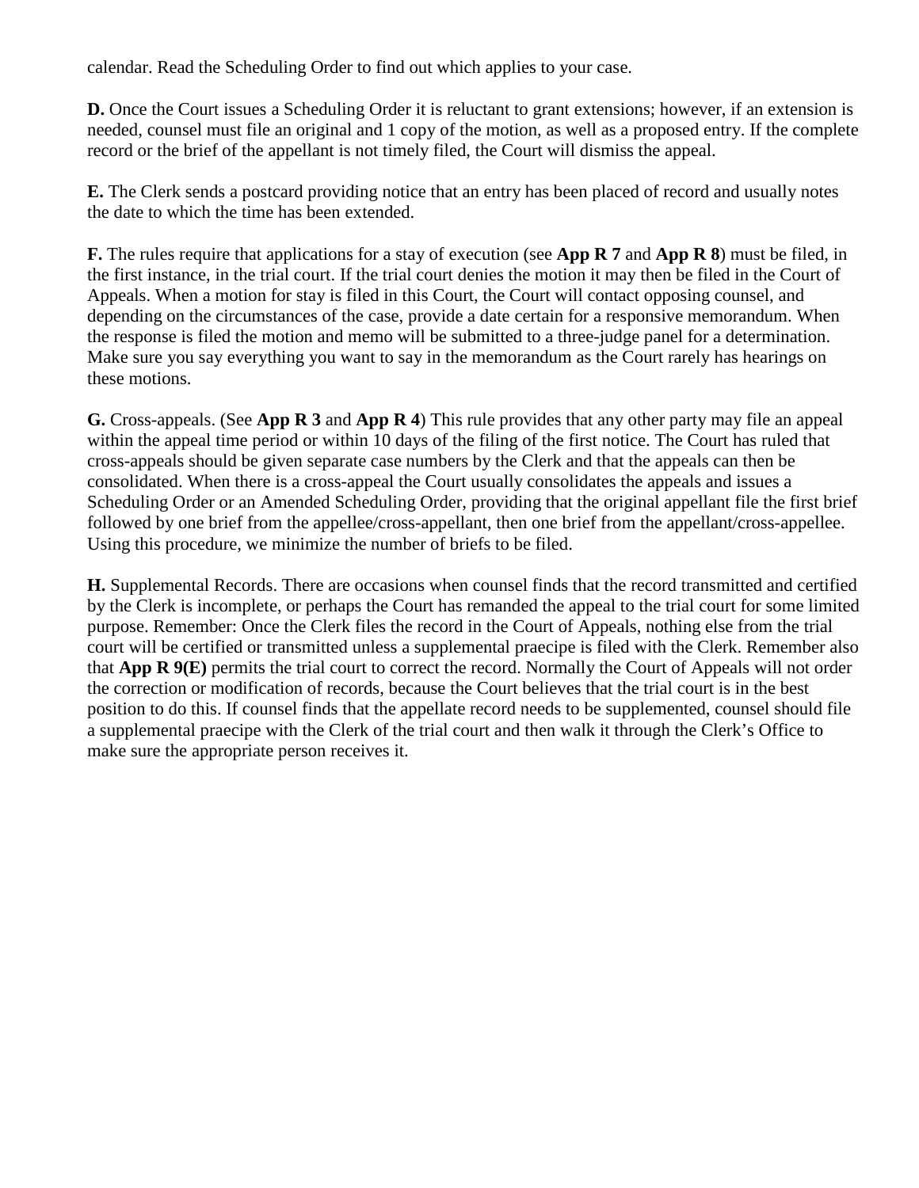calendar. Read the Scheduling Order to find out which applies to your case.

**D.** Once the Court issues a Scheduling Order it is reluctant to grant extensions; however, if an extension is needed, counsel must file an original and 1 copy of the motion, as well as a proposed entry. If the complete record or the brief of the appellant is not timely filed, the Court will dismiss the appeal.

**E.** The Clerk sends a postcard providing notice that an entry has been placed of record and usually notes the date to which the time has been extended.

**F.** The rules require that applications for a stay of execution (see **App R 7** and **App R 8**) must be filed, in the first instance, in the trial court. If the trial court denies the motion it may then be filed in the Court of Appeals. When a motion for stay is filed in this Court, the Court will contact opposing counsel, and depending on the circumstances of the case, provide a date certain for a responsive memorandum. When the response is filed the motion and memo will be submitted to a three-judge panel for a determination. Make sure you say everything you want to say in the memorandum as the Court rarely has hearings on these motions.

**G.** Cross-appeals. (See **App R 3** and **App R 4**) This rule provides that any other party may file an appeal within the appeal time period or within 10 days of the filing of the first notice. The Court has ruled that cross-appeals should be given separate case numbers by the Clerk and that the appeals can then be consolidated. When there is a cross-appeal the Court usually consolidates the appeals and issues a Scheduling Order or an Amended Scheduling Order, providing that the original appellant file the first brief followed by one brief from the appellee/cross-appellant, then one brief from the appellant/cross-appellee. Using this procedure, we minimize the number of briefs to be filed.

**H.** Supplemental Records. There are occasions when counsel finds that the record transmitted and certified by the Clerk is incomplete, or perhaps the Court has remanded the appeal to the trial court for some limited purpose. Remember: Once the Clerk files the record in the Court of Appeals, nothing else from the trial court will be certified or transmitted unless a supplemental praecipe is filed with the Clerk. Remember also that **App R 9(E)** permits the trial court to correct the record. Normally the Court of Appeals will not order the correction or modification of records, because the Court believes that the trial court is in the best position to do this. If counsel finds that the appellate record needs to be supplemented, counsel should file a supplemental praecipe with the Clerk of the trial court and then walk it through the Clerk's Office to make sure the appropriate person receives it.